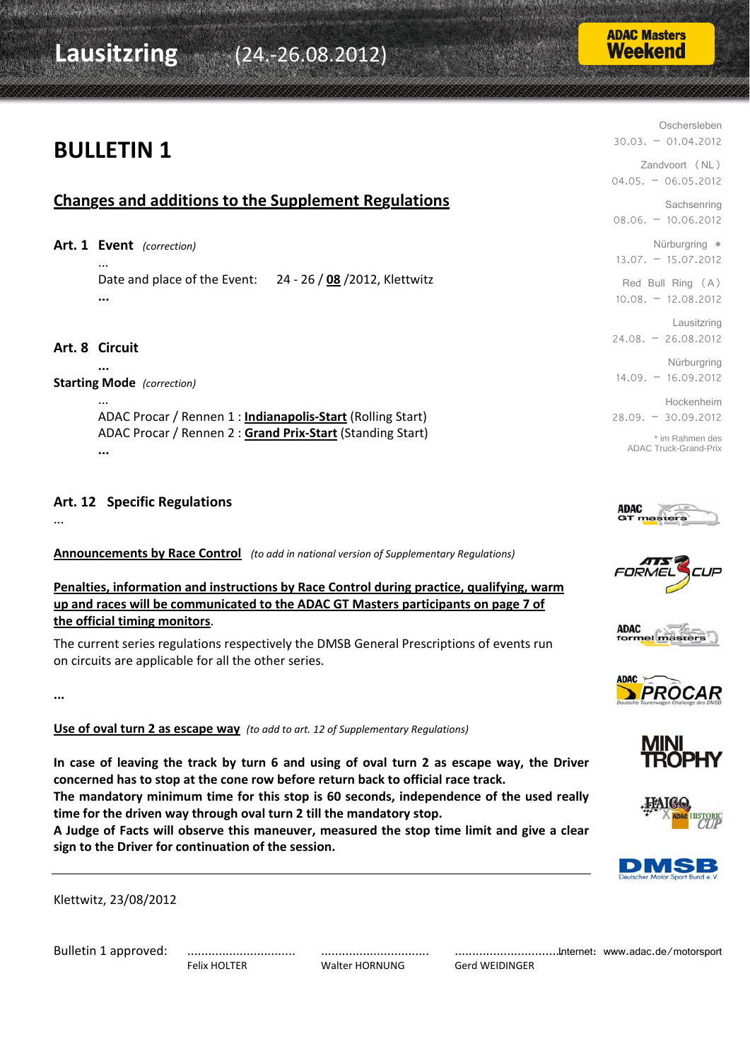Lausitzring (24.-26.08.2012)

ADAC Masters Weekend

Oschersleben 30.03. – 01.04.2012
Zandvoort (NL) 04.05. – 06.05.2012
Sachsenring 08.06. – 10.06.2012
Nürburgring * 13.07. – 15.07.2012
Red Bull Ring (A) 10.08. – 12.08.2012
Lausitzring 24.08. – 26.08.2012
Nürburgring 14.09. – 16.09.2012
Hockenheim 28.09. – 30.09.2012

\* im Rahmen des ADAC Truck-Grand-Prix

# BULLETIN 1

## Changes and additions to the Supplement Regulations

**Art. 1 Event** *(correction)*

...

Date and place of the Event: 24 - 26 / **08** /2012, Klettwitz

**...**

**Art. 8 Circuit**

**...**

**Starting Mode** *(correction)*

...

ADAC Procar / Rennen 1 : **Indianapolis-Start** (Rolling Start)
ADAC Procar / Rennen 2 : **Grand Prix-Start** (Standing Start)

**...**

**Art. 12 Specific Regulations**

...

**Announcements by Race Control** *(to add in national version of Supplementary Regulations)*

**Penalties, information and instructions by Race Control during practice, qualifying, warm up and races will be communicated to the ADAC GT Masters participants on page 7 of the official timing monitors**.

The current series regulations respectively the DMSB General Prescriptions of events run on circuits are applicable for all the other series.

**...**

**Use of oval turn 2 as escape way** *(to add to art. 12 of Supplementary Regulations)*

**In case of leaving the track by turn 6 and using of oval turn 2 as escape way, the Driver concerned has to stop at the cone row before return back to official race track.**
**The mandatory minimum time for this stop is 60 seconds, independence of the used really time for the driven way through oval turn 2 till the mandatory stop.**
**A Judge of Facts will observe this maneuver, measured the stop time limit and give a clear sign to the Driver for continuation of the session.**

Klettwitz, 23/08/2012

Bulletin 1 approved:

| .............................. | .............................. | .............................. |
|---|---|---|
| Felix HOLTER | Walter HORNUNG | Gerd WEIDINGER |

Internet: www.adac.de/motorsport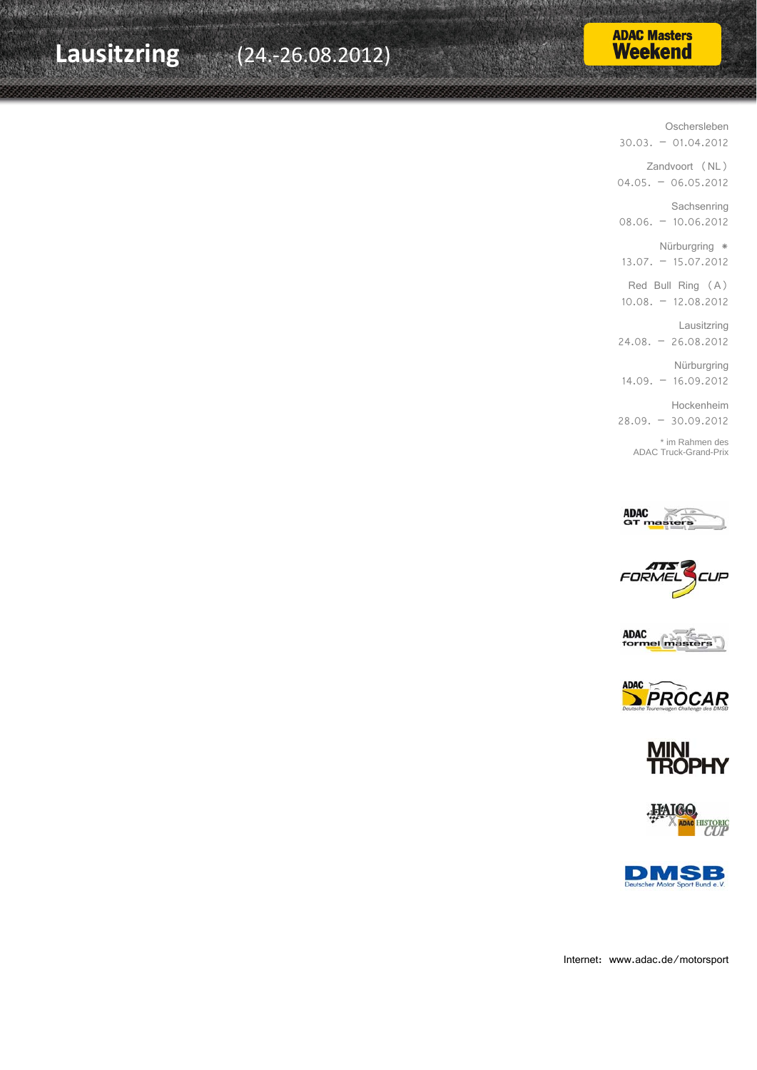# Lausitzring (24.-26.08.2012)

ADAC Masters Weekend

Oschersleben
30.03. – 01.04.2012

Zandvoort (NL)
04.05. – 06.05.2012

Sachsenring
08.06. – 10.06.2012

Nürburgring *
13.07. – 15.07.2012

Red Bull Ring (A)
10.08. – 12.08.2012

Lausitzring
24.08. – 26.08.2012

Nürburgring
14.09. – 16.09.2012

Hockenheim
28.09. – 30.09.2012

* im Rahmen des ADAC Truck-Grand-Prix

ADAC GT masters

ATS FORMEL 3 CUP

ADAC formel masters

ADAC PROCAR
Deutsche Tourenwagen Challenge des DMSB

MINI TROPHY

HAIGO X ADAC HISTORIC CUP

DMSB
Deutscher Motor Sport Bund e.V.

Internet: www.adac.de/motorsport